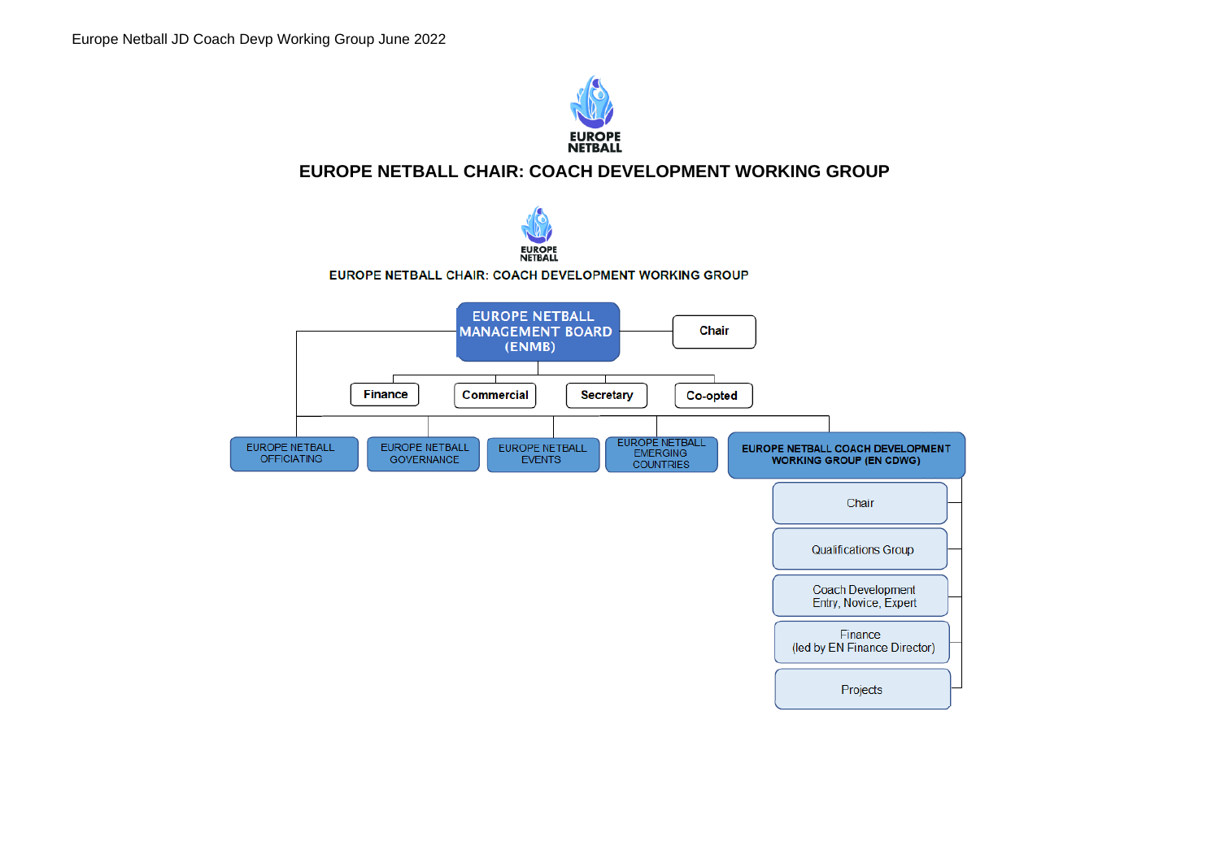Europe Netball JD Coach Devp Working Group June 2022

EUROPE NETBALL

# EUROPE NETBALL CHAIR: COACH DEVELOPMENT WORKING GROUP

EUROPE NETBALL

EUROPE NETBALL CHAIR: COACH DEVELOPMENT WORKING GROUP

- EUROPE NETBALL MANAGEMENT BOARD (ENMB)
  - Chair
  - Finance
  - Commercial
  - Secretary
  - Co-opted
  - EUROPE NETBALL OFFICIATING
  - EUROPE NETBALL GOVERNANCE
  - EUROPE NETBALL EVENTS
  - EUROPE NETBALL EMERGING COUNTRIES
  - EUROPE NETBALL COACH DEVELOPMENT WORKING GROUP (EN CDWG)
    - Chair
    - Qualifications Group
    - Coach Development Entry, Novice, Expert
    - Finance (led by EN Finance Director)
    - Projects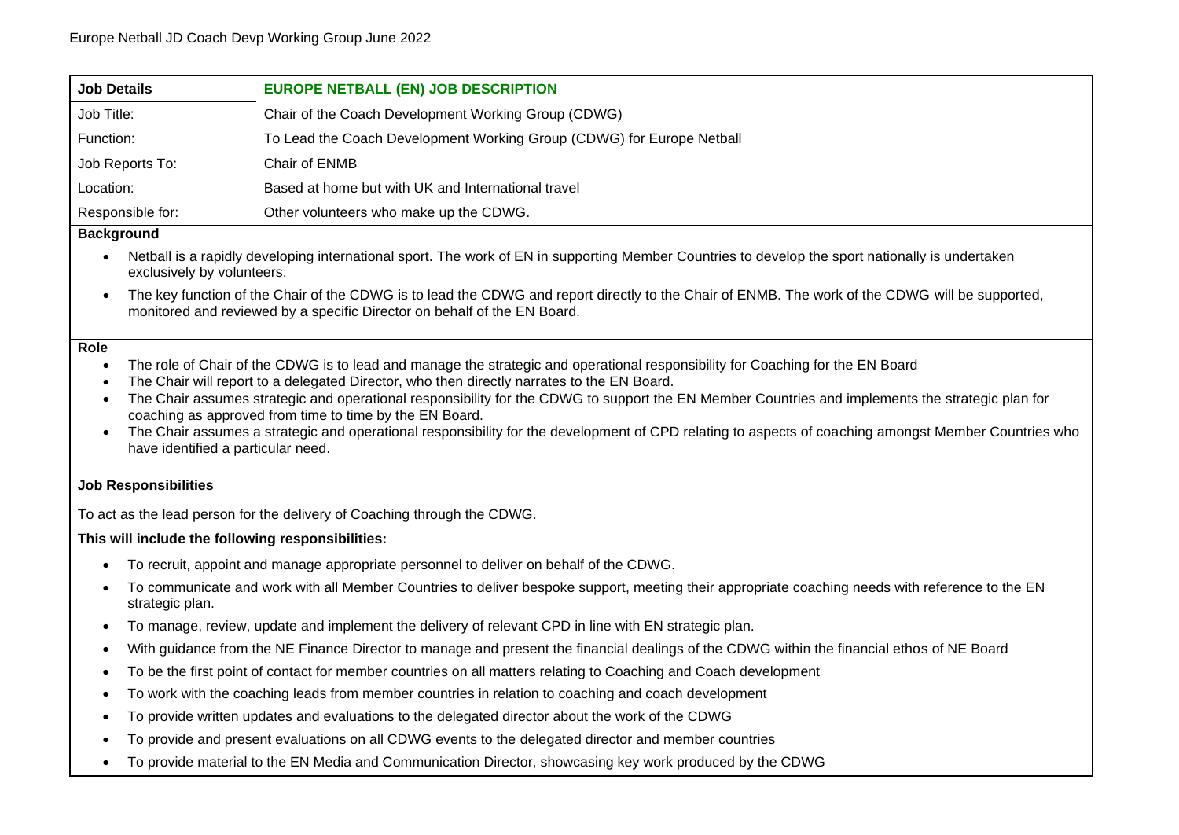| Job Details | EUROPE NETBALL (EN) JOB DESCRIPTION |
| --- | --- |
| Job Title: | Chair of the Coach Development Working Group (CDWG) |
| Function: | To Lead the Coach Development Working Group (CDWG) for Europe Netball |
| Job Reports To: | Chair of ENMB |
| Location: | Based at home but with UK and International travel |
| Responsible for: | Other volunteers who make up the CDWG. |

**Background**

- Netball is a rapidly developing international sport. The work of EN in supporting Member Countries to develop the sport nationally is undertaken exclusively by volunteers.
- The key function of the Chair of the CDWG is to lead the CDWG and report directly to the Chair of ENMB. The work of the CDWG will be supported, monitored and reviewed by a specific Director on behalf of the EN Board.

**Role**

- The role of Chair of the CDWG is to lead and manage the strategic and operational responsibility for Coaching for the EN Board
- The Chair will report to a delegated Director, who then directly narrates to the EN Board.
- The Chair assumes strategic and operational responsibility for the CDWG to support the EN Member Countries and implements the strategic plan for coaching as approved from time to time by the EN Board.
- The Chair assumes a strategic and operational responsibility for the development of CPD relating to aspects of coaching amongst Member Countries who have identified a particular need.

**Job Responsibilities**

To act as the lead person for the delivery of Coaching through the CDWG.

**This will include the following responsibilities:**

- To recruit, appoint and manage appropriate personnel to deliver on behalf of the CDWG.
- To communicate and work with all Member Countries to deliver bespoke support, meeting their appropriate coaching needs with reference to the EN strategic plan.
- To manage, review, update and implement the delivery of relevant CPD in line with EN strategic plan.
- With guidance from the NE Finance Director to manage and present the financial dealings of the CDWG within the financial ethos of NE Board
- To be the first point of contact for member countries on all matters relating to Coaching and Coach development
- To work with the coaching leads from member countries in relation to coaching and coach development
- To provide written updates and evaluations to the delegated director about the work of the CDWG
- To provide and present evaluations on all CDWG events to the delegated director and member countries
- To provide material to the EN Media and Communication Director, showcasing key work produced by the CDWG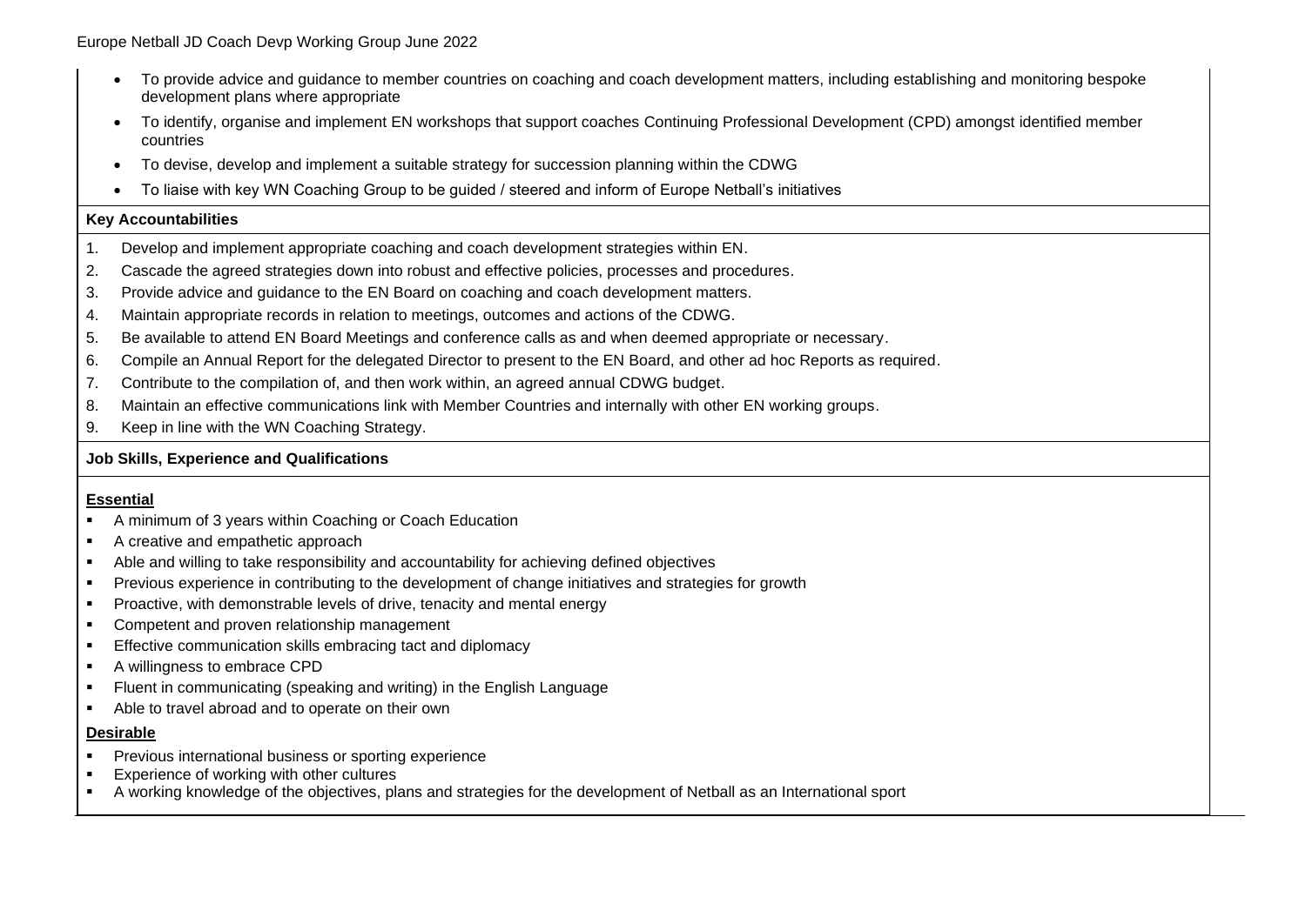- To provide advice and guidance to member countries on coaching and coach development matters, including establishing and monitoring bespoke development plans where appropriate
- To identify, organise and implement EN workshops that support coaches Continuing Professional Development (CPD) amongst identified member countries
- To devise, develop and implement a suitable strategy for succession planning within the CDWG
- To liaise with key WN Coaching Group to be guided / steered and inform of Europe Netball's initiatives

**Key Accountabilities**

1. Develop and implement appropriate coaching and coach development strategies within EN.
2. Cascade the agreed strategies down into robust and effective policies, processes and procedures.
3. Provide advice and guidance to the EN Board on coaching and coach development matters.
4. Maintain appropriate records in relation to meetings, outcomes and actions of the CDWG.
5. Be available to attend EN Board Meetings and conference calls as and when deemed appropriate or necessary.
6. Compile an Annual Report for the delegated Director to present to the EN Board, and other ad hoc Reports as required.
7. Contribute to the compilation of, and then work within, an agreed annual CDWG budget.
8. Maintain an effective communications link with Member Countries and internally with other EN working groups.
9. Keep in line with the WN Coaching Strategy.

**Job Skills, Experience and Qualifications**

**Essential**

- A minimum of 3 years within Coaching or Coach Education
- A creative and empathetic approach
- Able and willing to take responsibility and accountability for achieving defined objectives
- Previous experience in contributing to the development of change initiatives and strategies for growth
- Proactive, with demonstrable levels of drive, tenacity and mental energy
- Competent and proven relationship management
- Effective communication skills embracing tact and diplomacy
- A willingness to embrace CPD
- Fluent in communicating (speaking and writing) in the English Language
- Able to travel abroad and to operate on their own

**Desirable**

- Previous international business or sporting experience
- Experience of working with other cultures
- A working knowledge of the objectives, plans and strategies for the development of Netball as an International sport